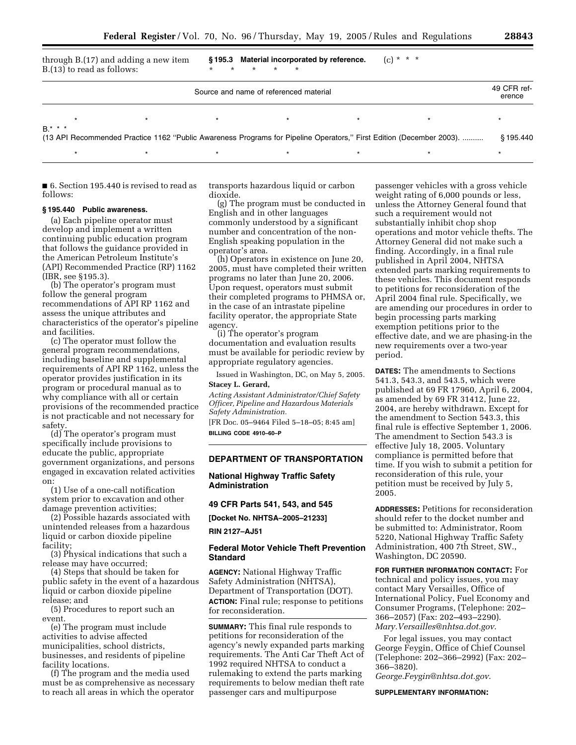through B.(17) and adding a new item B.(13) to read as follows:

**§ 195.3 Material incorporated by reference.**

\* \* \* \* \*

(c) \* \* \*

| Source and name of referenced material | 49 CFR reference |
|---|---|
| \* \* \* \* \* \* | \* |
| B.\* \* \* | |
| (13 API Recommended Practice 1162 "Public Awareness Programs for Pipeline Operators," First Edition (December 2003). .......... | § 195.440 |
| \* \* \* \* \* \* | \* |

■ 6. Section 195.440 is revised to read as follows:

**§ 195.440 Public awareness.**

(a) Each pipeline operator must develop and implement a written continuing public education program that follows the guidance provided in the American Petroleum Institute's (API) Recommended Practice (RP) 1162 (IBR, see §195.3).

(b) The operator's program must follow the general program recommendations of API RP 1162 and assess the unique attributes and characteristics of the operator's pipeline and facilities.

(c) The operator must follow the general program recommendations, including baseline and supplemental requirements of API RP 1162, unless the operator provides justification in its program or procedural manual as to why compliance with all or certain provisions of the recommended practice is not practicable and not necessary for safety.

(d) The operator's program must specifically include provisions to educate the public, appropriate government organizations, and persons engaged in excavation related activities on:

(1) Use of a one-call notification system prior to excavation and other damage prevention activities;

(2) Possible hazards associated with unintended releases from a hazardous liquid or carbon dioxide pipeline facility;

(3) Physical indications that such a release may have occurred;

(4) Steps that should be taken for public safety in the event of a hazardous liquid or carbon dioxide pipeline release; and

(5) Procedures to report such an event.

(e) The program must include activities to advise affected municipalities, school districts, businesses, and residents of pipeline facility locations.

(f) The program and the media used must be as comprehensive as necessary to reach all areas in which the operator transports hazardous liquid or carbon dioxide.

(g) The program must be conducted in English and in other languages commonly understood by a significant number and concentration of the non-English speaking population in the operator's area.

(h) Operators in existence on June 20, 2005, must have completed their written programs no later than June 20, 2006. Upon request, operators must submit their completed programs to PHMSA or, in the case of an intrastate pipeline facility operator, the appropriate State agency.

(i) The operator's program documentation and evaluation results must be available for periodic review by appropriate regulatory agencies.

Issued in Washington, DC, on May 5, 2005.

**Stacey L. Gerard,**

*Acting Assistant Administrator/Chief Safety Officer, Pipeline and Hazardous Materials Safety Administration.*

[FR Doc. 05–9464 Filed 5–18–05; 8:45 am]

**BILLING CODE 4910–60–P**

---

## DEPARTMENT OF TRANSPORTATION

### National Highway Traffic Safety Administration

### 49 CFR Parts 541, 543, and 545

**[Docket No. NHTSA–2005–21233]**

**RIN 2127–AJ51**

### Federal Motor Vehicle Theft Prevention Standard

**AGENCY:** National Highway Traffic Safety Administration (NHTSA), Department of Transportation (DOT).

**ACTION:** Final rule; response to petitions for reconsideration.

**SUMMARY:** This final rule responds to petitions for reconsideration of the agency's newly expanded parts marking requirements. The Anti Car Theft Act of 1992 required NHTSA to conduct a rulemaking to extend the parts marking requirements to below median theft rate passenger cars and multipurpose passenger vehicles with a gross vehicle weight rating of 6,000 pounds or less, unless the Attorney General found that such a requirement would not substantially inhibit chop shop operations and motor vehicle thefts. The Attorney General did not make such a finding. Accordingly, in a final rule published in April 2004, NHTSA extended parts marking requirements to these vehicles. This document responds to petitions for reconsideration of the April 2004 final rule. Specifically, we are amending our procedures in order to begin processing parts marking exemption petitions prior to the effective date, and we are phasing-in the new requirements over a two-year period.

**DATES:** The amendments to Sections 541.3, 543.3, and 543.5, which were published at 69 FR 17960, April 6, 2004, as amended by 69 FR 31412, June 22, 2004, are hereby withdrawn. Except for the amendment to Section 543.3, this final rule is effective September 1, 2006. The amendment to Section 543.3 is effective July 18, 2005. Voluntary compliance is permitted before that time. If you wish to submit a petition for reconsideration of this rule, your petition must be received by July 5, 2005.

**ADDRESSES:** Petitions for reconsideration should refer to the docket number and be submitted to: Administrator, Room 5220, National Highway Traffic Safety Administration, 400 7th Street, SW., Washington, DC 20590.

**FOR FURTHER INFORMATION CONTACT:** For technical and policy issues, you may contact Mary Versailles, Office of International Policy, Fuel Economy and Consumer Programs, (Telephone: 202–366–2057) (Fax: 202–493–2290). *Mary.Versailles@nhtsa.dot.gov*.

For legal issues, you may contact George Feygin, Office of Chief Counsel (Telephone: 202–366–2992) (Fax: 202–366–3820). *George.Feygin@nhtsa.dot.gov*.

**SUPPLEMENTARY INFORMATION:**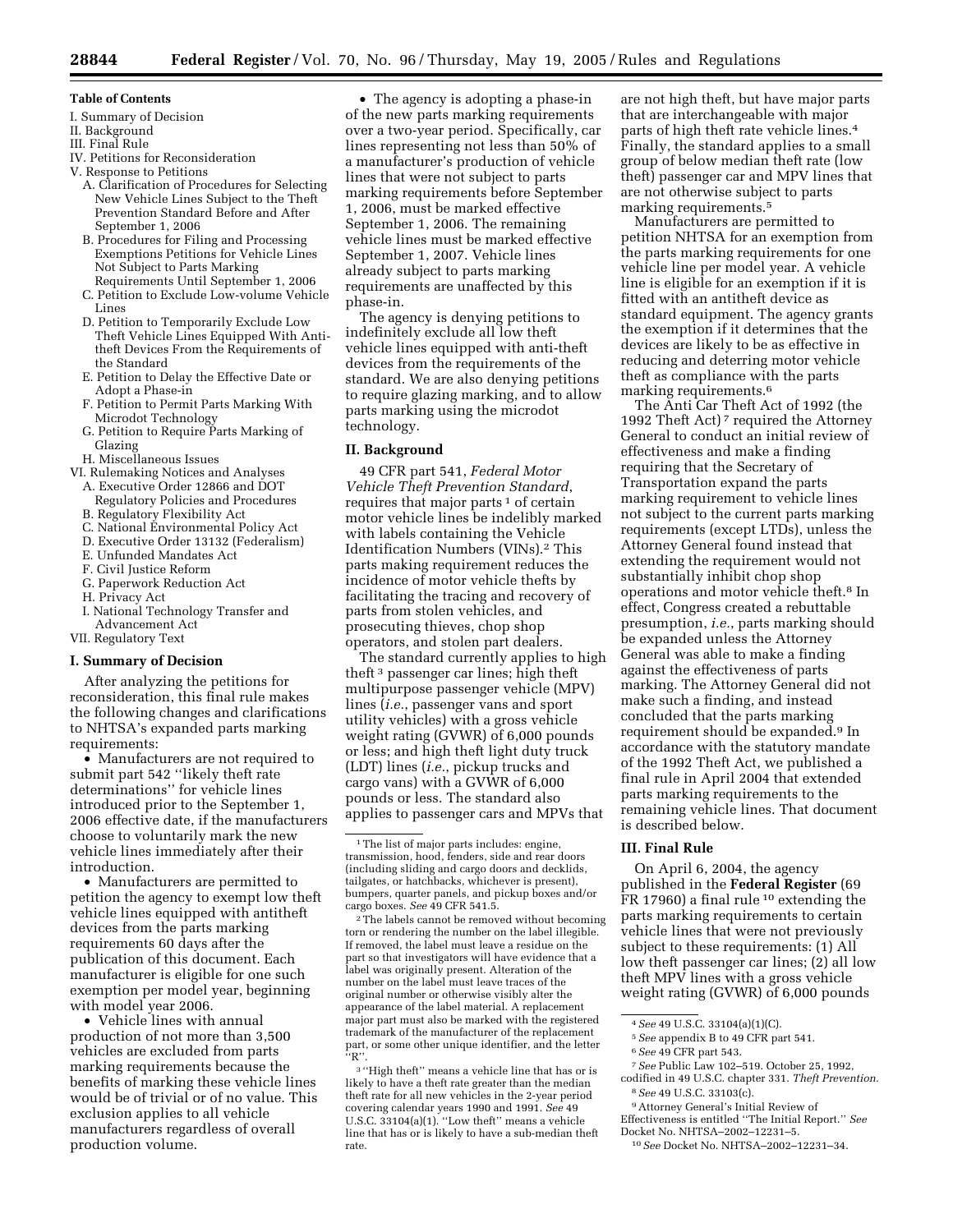**Table of Contents**

I. Summary of Decision
II. Background
III. Final Rule
IV. Petitions for Reconsideration
V. Response to Petitions
  A. Clarification of Procedures for Selecting New Vehicle Lines Subject to the Theft Prevention Standard Before and After September 1, 2006
  B. Procedures for Filing and Processing Exemptions Petitions for Vehicle Lines Not Subject to Parts Marking Requirements Until September 1, 2006
  C. Petition to Exclude Low-volume Vehicle Lines
  D. Petition to Temporarily Exclude Low Theft Vehicle Lines Equipped With Anti-theft Devices From the Requirements of the Standard
  E. Petition to Delay the Effective Date or Adopt a Phase-in
  F. Petition to Permit Parts Marking With Microdot Technology
  G. Petition to Require Parts Marking of Glazing
  H. Miscellaneous Issues
VI. Rulemaking Notices and Analyses
  A. Executive Order 12866 and DOT Regulatory Policies and Procedures
  B. Regulatory Flexibility Act
  C. National Environmental Policy Act
  D. Executive Order 13132 (Federalism)
  E. Unfunded Mandates Act
  F. Civil Justice Reform
  G. Paperwork Reduction Act
  H. Privacy Act
  I. National Technology Transfer and Advancement Act
VII. Regulatory Text

## I. Summary of Decision

After analyzing the petitions for reconsideration, this final rule makes the following changes and clarifications to NHTSA's expanded parts marking requirements:

- Manufacturers are not required to submit part 542 "likely theft rate determinations" for vehicle lines introduced prior to the September 1, 2006 effective date, if the manufacturers choose to voluntarily mark the new vehicle lines immediately after their introduction.
- Manufacturers are permitted to petition the agency to exempt low theft vehicle lines equipped with antitheft devices from the parts marking requirements 60 days after the publication of this document. Each manufacturer is eligible for one such exemption per model year, beginning with model year 2006.
- Vehicle lines with annual production of not more than 3,500 vehicles are excluded from parts marking requirements because the benefits of marking these vehicle lines would be of trivial or of no value. This exclusion applies to all vehicle manufacturers regardless of overall production volume.
- The agency is adopting a phase-in of the new parts marking requirements over a two-year period. Specifically, car lines representing not less than 50% of a manufacturer's production of vehicle lines that were not subject to parts marking requirements before September 1, 2006, must be marked effective September 1, 2006. The remaining vehicle lines must be marked effective September 1, 2007. Vehicle lines already subject to parts marking requirements are unaffected by this phase-in.

The agency is denying petitions to indefinitely exclude all low theft vehicle lines equipped with anti-theft devices from the requirements of the standard. We are also denying petitions to require glazing marking, and to allow parts marking using the microdot technology.

## II. Background

49 CFR part 541, *Federal Motor Vehicle Theft Prevention Standard*, requires that major parts [1] of certain motor vehicle lines be indelibly marked with labels containing the Vehicle Identification Numbers (VINs).[2] This parts making requirement reduces the incidence of motor vehicle thefts by facilitating the tracing and recovery of parts from stolen vehicles, and prosecuting thieves, chop shop operators, and stolen part dealers.

The standard currently applies to high theft [3] passenger car lines; high theft multipurpose passenger vehicle (MPV) lines (*i.e.*, passenger vans and sport utility vehicles) with a gross vehicle weight rating (GVWR) of 6,000 pounds or less; and high theft light duty truck (LDT) lines (*i.e.*, pickup trucks and cargo vans) with a GVWR of 6,000 pounds or less. The standard also applies to passenger cars and MPVs that are not high theft, but have major parts that are interchangeable with major parts of high theft rate vehicle lines.[4] Finally, the standard applies to a small group of below median theft rate (low theft) passenger car and MPV lines that are not otherwise subject to parts marking requirements.[5]

Manufacturers are permitted to petition NHTSA for an exemption from the parts marking requirements for one vehicle line per model year. A vehicle line is eligible for an exemption if it is fitted with an antitheft device as standard equipment. The agency grants the exemption if it determines that the devices are likely to be as effective in reducing and deterring motor vehicle theft as compliance with the parts marking requirements.[6]

The Anti Car Theft Act of 1992 (the 1992 Theft Act) [7] required the Attorney General to conduct an initial review of effectiveness and make a finding requiring that the Secretary of Transportation expand the parts marking requirement to vehicle lines not subject to the current parts marking requirements (except LTDs), unless the Attorney General found instead that extending the requirement would not substantially inhibit chop shop operations and motor vehicle theft.[8] In effect, Congress created a rebuttable presumption, *i.e.*, parts marking should be expanded unless the Attorney General was able to make a finding against the effectiveness of parts marking. The Attorney General did not make such a finding, and instead concluded that the parts marking requirement should be expanded.[9] In accordance with the statutory mandate of the 1992 Theft Act, we published a final rule in April 2004 that extended parts marking requirements to the remaining vehicle lines. That document is described below.

## III. Final Rule

On April 6, 2004, the agency published in the **Federal Register** (69 FR 17960) a final rule [10] extending the parts marking requirements to certain vehicle lines that were not previously subject to these requirements: (1) All low theft passenger car lines; (2) all low theft MPV lines with a gross vehicle weight rating (GVWR) of 6,000 pounds

---

[1] The list of major parts includes: engine, transmission, hood, fenders, side and rear doors (including sliding and cargo doors and decklids, tailgates, or hatchbacks, whichever is present), bumpers, quarter panels, and pickup boxes and/or cargo boxes. *See* 49 CFR 541.5.

[2] The labels cannot be removed without becoming torn or rendering the number on the label illegible. If removed, the label must leave a residue on the part so that investigators will have evidence that a label was originally present. Alteration of the number on the label must leave traces of the original number or otherwise visibly alter the appearance of the label material. A replacement major part must also be marked with the registered trademark of the manufacturer of the replacement part, or some other unique identifier, and the letter "R".

[3] "High theft" means a vehicle line that has or is likely to have a theft rate greater than the median theft rate for all new vehicles in the 2-year period covering calendar years 1990 and 1991. *See* 49 U.S.C. 33104(a)(1). "Low theft" means a vehicle line that has or is likely to have a sub-median theft rate.

[4] *See* 49 U.S.C. 33104(a)(1)(C).

[5] *See* appendix B to 49 CFR part 541.

[6] *See* 49 CFR part 543.

[7] *See* Public Law 102–519. October 25, 1992, codified in 49 U.S.C. chapter 331. *Theft Prevention.*

[8] *See* 49 U.S.C. 33103(c).

[9] Attorney General's Initial Review of Effectiveness is entitled "The Initial Report." *See* Docket No. NHTSA–2002–12231–5.

[10] *See* Docket No. NHTSA–2002–12231–34.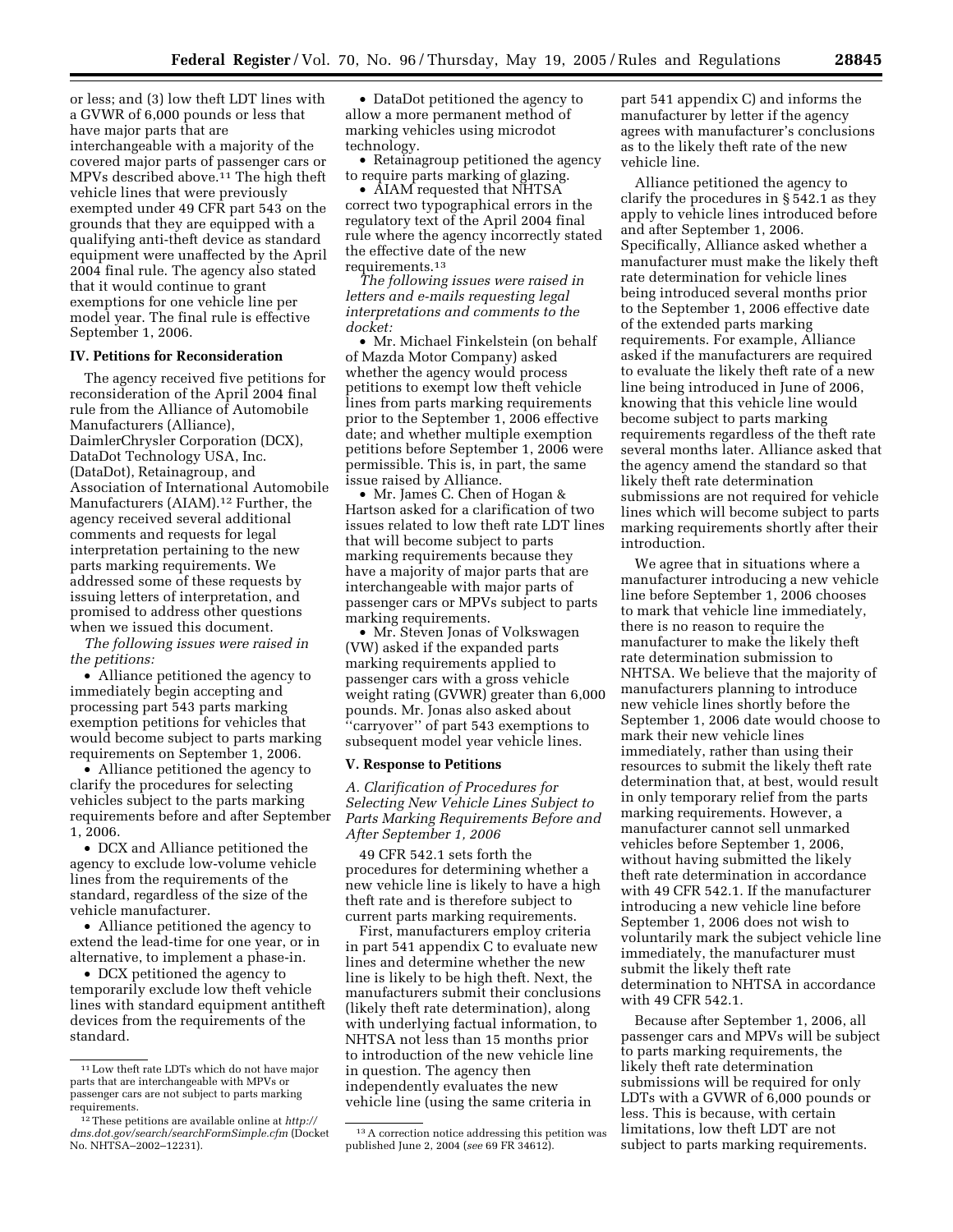or less; and (3) low theft LDT lines with a GVWR of 6,000 pounds or less that have major parts that are interchangeable with a majority of the covered major parts of passenger cars or MPVs described above.[11] The high theft vehicle lines that were previously exempted under 49 CFR part 543 on the grounds that they are equipped with a qualifying anti-theft device as standard equipment were unaffected by the April 2004 final rule. The agency also stated that it would continue to grant exemptions for one vehicle line per model year. The final rule is effective September 1, 2006.

## IV. Petitions for Reconsideration

The agency received five petitions for reconsideration of the April 2004 final rule from the Alliance of Automobile Manufacturers (Alliance), DaimlerChrysler Corporation (DCX), DataDot Technology USA, Inc. (DataDot), Retainagroup, and Association of International Automobile Manufacturers (AIAM).[12] Further, the agency received several additional comments and requests for legal interpretation pertaining to the new parts marking requirements. We addressed some of these requests by issuing letters of interpretation, and promised to address other questions when we issued this document.

*The following issues were raised in the petitions:*

- Alliance petitioned the agency to immediately begin accepting and processing part 543 parts marking exemption petitions for vehicles that would become subject to parts marking requirements on September 1, 2006.
- Alliance petitioned the agency to clarify the procedures for selecting vehicles subject to the parts marking requirements before and after September 1, 2006.
- DCX and Alliance petitioned the agency to exclude low-volume vehicle lines from the requirements of the standard, regardless of the size of the vehicle manufacturer.
- Alliance petitioned the agency to extend the lead-time for one year, or in alternative, to implement a phase-in.
- DCX petitioned the agency to temporarily exclude low theft vehicle lines with standard equipment antitheft devices from the requirements of the standard.
- DataDot petitioned the agency to allow a more permanent method of marking vehicles using microdot technology.
- Retainagroup petitioned the agency to require parts marking of glazing.
- AIAM requested that NHTSA correct two typographical errors in the regulatory text of the April 2004 final rule where the agency incorrectly stated the effective date of the new requirements.[13]

*The following issues were raised in letters and e-mails requesting legal interpretations and comments to the docket:*

- Mr. Michael Finkelstein (on behalf of Mazda Motor Company) asked whether the agency would process petitions to exempt low theft vehicle lines from parts marking requirements prior to the September 1, 2006 effective date; and whether multiple exemption petitions before September 1, 2006 were permissible. This is, in part, the same issue raised by Alliance.
- Mr. James C. Chen of Hogan & Hartson asked for a clarification of two issues related to low theft rate LDT lines that will become subject to parts marking requirements because they have a majority of major parts that are interchangeable with major parts of passenger cars or MPVs subject to parts marking requirements.
- Mr. Steven Jonas of Volkswagen (VW) asked if the expanded parts marking requirements applied to passenger cars with a gross vehicle weight rating (GVWR) greater than 6,000 pounds. Mr. Jonas also asked about "carryover" of part 543 exemptions to subsequent model year vehicle lines.

## V. Response to Petitions

### *A. Clarification of Procedures for Selecting New Vehicle Lines Subject to Parts Marking Requirements Before and After September 1, 2006*

49 CFR 542.1 sets forth the procedures for determining whether a new vehicle line is likely to have a high theft rate and is therefore subject to current parts marking requirements.

First, manufacturers employ criteria in part 541 appendix C to evaluate new lines and determine whether the new line is likely to be high theft. Next, the manufacturers submit their conclusions (likely theft rate determination), along with underlying factual information, to NHTSA not less than 15 months prior to introduction of the new vehicle line in question. The agency then independently evaluates the new vehicle line (using the same criteria in part 541 appendix C) and informs the manufacturer by letter if the agency agrees with manufacturer's conclusions as to the likely theft rate of the new vehicle line.

Alliance petitioned the agency to clarify the procedures in § 542.1 as they apply to vehicle lines introduced before and after September 1, 2006. Specifically, Alliance asked whether a manufacturer must make the likely theft rate determination for vehicle lines being introduced several months prior to the September 1, 2006 effective date of the extended parts marking requirements. For example, Alliance asked if the manufacturers are required to evaluate the likely theft rate of a new line being introduced in June of 2006, knowing that this vehicle line would become subject to parts marking requirements regardless of the theft rate several months later. Alliance asked that the agency amend the standard so that likely theft rate determination submissions are not required for vehicle lines which will become subject to parts marking requirements shortly after their introduction.

We agree that in situations where a manufacturer introducing a new vehicle line before September 1, 2006 chooses to mark that vehicle line immediately, there is no reason to require the manufacturer to make the likely theft rate determination submission to NHTSA. We believe that the majority of manufacturers planning to introduce new vehicle lines shortly before the September 1, 2006 date would choose to mark their new vehicle lines immediately, rather than using their resources to submit the likely theft rate determination that, at best, would result in only temporary relief from the parts marking requirements. However, a manufacturer cannot sell unmarked vehicles before September 1, 2006, without having submitted the likely theft rate determination in accordance with 49 CFR 542.1. If the manufacturer introducing a new vehicle line before September 1, 2006 does not wish to voluntarily mark the subject vehicle line immediately, the manufacturer must submit the likely theft rate determination to NHTSA in accordance with 49 CFR 542.1.

Because after September 1, 2006, all passenger cars and MPVs will be subject to parts marking requirements, the likely theft rate determination submissions will be required for only LDTs with a GVWR of 6,000 pounds or less. This is because, with certain limitations, low theft LDT are not subject to parts marking requirements.

---

[11] Low theft rate LDTs which do not have major parts that are interchangeable with MPVs or passenger cars are not subject to parts marking requirements.

[12] These petitions are available online at *http://dms.dot.gov/search/searchFormSimple.cfm* (Docket No. NHTSA–2002–12231).

[13] A correction notice addressing this petition was published June 2, 2004 (*see* 69 FR 34612).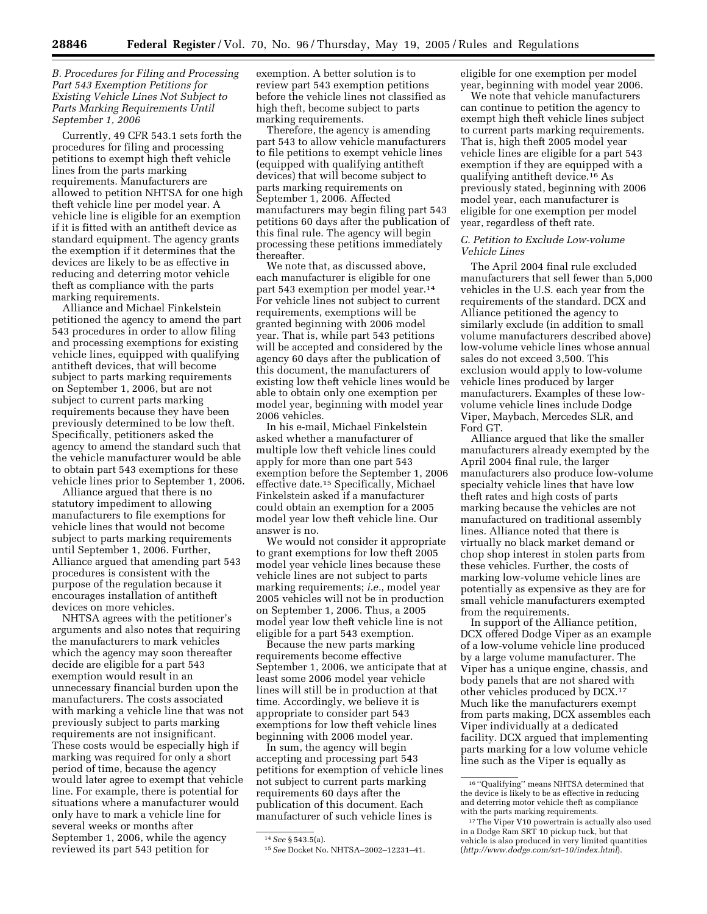### *B. Procedures for Filing and Processing Part 543 Exemption Petitions for Existing Vehicle Lines Not Subject to Parts Marking Requirements Until September 1, 2006*

Currently, 49 CFR 543.1 sets forth the procedures for filing and processing petitions to exempt high theft vehicle lines from the parts marking requirements. Manufacturers are allowed to petition NHTSA for one high theft vehicle line per model year. A vehicle line is eligible for an exemption if it is fitted with an antitheft device as standard equipment. The agency grants the exemption if it determines that the devices are likely to be as effective in reducing and deterring motor vehicle theft as compliance with the parts marking requirements.

Alliance and Michael Finkelstein petitioned the agency to amend the part 543 procedures in order to allow filing and processing exemptions for existing vehicle lines, equipped with qualifying antitheft devices, that will become subject to parts marking requirements on September 1, 2006, but are not subject to current parts marking requirements because they have been previously determined to be low theft. Specifically, petitioners asked the agency to amend the standard such that the vehicle manufacturer would be able to obtain part 543 exemptions for these vehicle lines prior to September 1, 2006.

Alliance argued that there is no statutory impediment to allowing manufacturers to file exemptions for vehicle lines that would not become subject to parts marking requirements until September 1, 2006. Further, Alliance argued that amending part 543 procedures is consistent with the purpose of the regulation because it encourages installation of antitheft devices on more vehicles.

NHTSA agrees with the petitioner's arguments and also notes that requiring the manufacturers to mark vehicles which the agency may soon thereafter decide are eligible for a part 543 exemption would result in an unnecessary financial burden upon the manufacturers. The costs associated with marking a vehicle line that was not previously subject to parts marking requirements are not insignificant. These costs would be especially high if marking was required for only a short period of time, because the agency would later agree to exempt that vehicle line. For example, there is potential for situations where a manufacturer would only have to mark a vehicle line for several weeks or months after September 1, 2006, while the agency reviewed its part 543 petition for exemption. A better solution is to review part 543 exemption petitions before the vehicle lines not classified as high theft, become subject to parts marking requirements.

Therefore, the agency is amending part 543 to allow vehicle manufacturers to file petitions to exempt vehicle lines (equipped with qualifying antitheft devices) that will become subject to parts marking requirements on September 1, 2006. Affected manufacturers may begin filing part 543 petitions 60 days after the publication of this final rule. The agency will begin processing these petitions immediately thereafter.

We note that, as discussed above, each manufacturer is eligible for one part 543 exemption per model year.[14] For vehicle lines not subject to current requirements, exemptions will be granted beginning with 2006 model year. That is, while part 543 petitions will be accepted and considered by the agency 60 days after the publication of this document, the manufacturers of existing low theft vehicle lines would be able to obtain only one exemption per model year, beginning with model year 2006 vehicles.

In his e-mail, Michael Finkelstein asked whether a manufacturer of multiple low theft vehicle lines could apply for more than one part 543 exemption before the September 1, 2006 effective date.[15] Specifically, Michael Finkelstein asked if a manufacturer could obtain an exemption for a 2005 model year low theft vehicle line. Our answer is no.

We would not consider it appropriate to grant exemptions for low theft 2005 model year vehicle lines because these vehicle lines are not subject to parts marking requirements; *i.e.*, model year 2005 vehicles will not be in production on September 1, 2006. Thus, a 2005 model year low theft vehicle line is not eligible for a part 543 exemption.

Because the new parts marking requirements become effective September 1, 2006, we anticipate that at least some 2006 model year vehicle lines will still be in production at that time. Accordingly, we believe it is appropriate to consider part 543 exemptions for low theft vehicle lines beginning with 2006 model year.

In sum, the agency will begin accepting and processing part 543 petitions for exemption of vehicle lines not subject to current parts marking requirements 60 days after the publication of this document. Each manufacturer of such vehicle lines is eligible for one exemption per model year, beginning with model year 2006.

We note that vehicle manufacturers can continue to petition the agency to exempt high theft vehicle lines subject to current parts marking requirements. That is, high theft 2005 model year vehicle lines are eligible for a part 543 exemption if they are equipped with a qualifying antitheft device.[16] As previously stated, beginning with 2006 model year, each manufacturer is eligible for one exemption per model year, regardless of theft rate.

### *C. Petition to Exclude Low-volume Vehicle Lines*

The April 2004 final rule excluded manufacturers that sell fewer than 5,000 vehicles in the U.S. each year from the requirements of the standard. DCX and Alliance petitioned the agency to similarly exclude (in addition to small volume manufacturers described above) low-volume vehicle lines whose annual sales do not exceed 3,500. This exclusion would apply to low-volume vehicle lines produced by larger manufacturers. Examples of these low-volume vehicle lines include Dodge Viper, Maybach, Mercedes SLR, and Ford GT.

Alliance argued that like the smaller manufacturers already exempted by the April 2004 final rule, the larger manufacturers also produce low-volume specialty vehicle lines that have low theft rates and high costs of parts marking because the vehicles are not manufactured on traditional assembly lines. Alliance noted that there is virtually no black market demand or chop shop interest in stolen parts from these vehicles. Further, the costs of marking low-volume vehicle lines are potentially as expensive as they are for small vehicle manufacturers exempted from the requirements.

In support of the Alliance petition, DCX offered Dodge Viper as an example of a low-volume vehicle line produced by a large volume manufacturer. The Viper has a unique engine, chassis, and body panels that are not shared with other vehicles produced by DCX.[17] Much like the manufacturers exempt from parts making, DCX assembles each Viper individually at a dedicated facility. DCX argued that implementing parts marking for a low volume vehicle line such as the Viper is equally as

---

[14] *See* § 543.5(a).

[15] *See* Docket No. NHTSA–2002–12231–41.

[16] "Qualifying" means NHTSA determined that the device is likely to be as effective in reducing and deterring motor vehicle theft as compliance with the parts marking requirements.

[17] The Viper V10 powertrain is actually also used in a Dodge Ram SRT 10 pickup tuck, but that vehicle is also produced in very limited quantities (*http://www.dodge.com/srt–10/index.html*).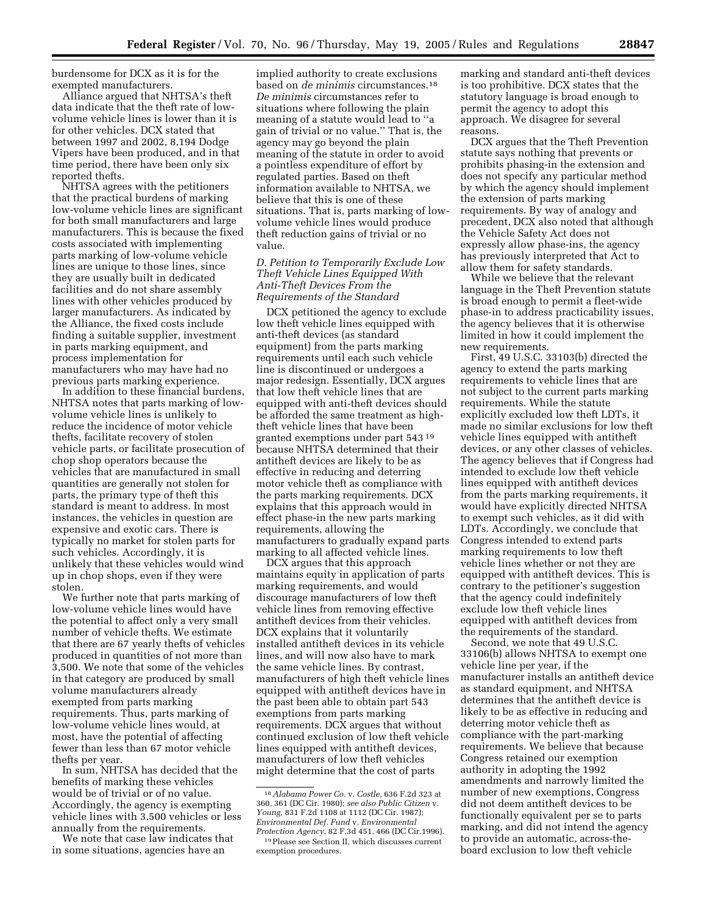burdensome for DCX as it is for the exempted manufacturers.

Alliance argued that NHTSA's theft data indicate that the theft rate of low-volume vehicle lines is lower than it is for other vehicles. DCX stated that between 1997 and 2002, 8,194 Dodge Vipers have been produced, and in that time period, there have been only six reported thefts.

NHTSA agrees with the petitioners that the practical burdens of marking low-volume vehicle lines are significant for both small manufacturers and large manufacturers. This is because the fixed costs associated with implementing parts marking of low-volume vehicle lines are unique to those lines, since they are usually built in dedicated facilities and do not share assembly lines with other vehicles produced by larger manufacturers. As indicated by the Alliance, the fixed costs include finding a suitable supplier, investment in parts marking equipment, and process implementation for manufacturers who may have had no previous parts marking experience.

In addition to these financial burdens, NHTSA notes that parts marking of low-volume vehicle lines is unlikely to reduce the incidence of motor vehicle thefts, facilitate recovery of stolen vehicle parts, or facilitate prosecution of chop shop operators because the vehicles that are manufactured in small quantities are generally not stolen for parts, the primary type of theft this standard is meant to address. In most instances, the vehicles in question are expensive and exotic cars. There is typically no market for stolen parts for such vehicles. Accordingly, it is unlikely that these vehicles would wind up in chop shops, even if they were stolen.

We further note that parts marking of low-volume vehicle lines would have the potential to affect only a very small number of vehicle thefts. We estimate that there are 67 yearly thefts of vehicles produced in quantities of not more than 3,500. We note that some of the vehicles in that category are produced by small volume manufacturers already exempted from parts marking requirements. Thus, parts marking of low-volume vehicle lines would, at most, have the potential of affecting fewer than less than 67 motor vehicle thefts per year.

In sum, NHTSA has decided that the benefits of marking these vehicles would be of trivial or of no value. Accordingly, the agency is exempting vehicle lines with 3,500 vehicles or less annually from the requirements.

We note that case law indicates that in some situations, agencies have an implied authority to create exclusions based on *de minimis* circumstances.[18] *De minimis* circumstances refer to situations where following the plain meaning of a statute would lead to "a gain of trivial or no value." That is, the agency may go beyond the plain meaning of the statute in order to avoid a pointless expenditure of effort by regulated parties. Based on theft information available to NHTSA, we believe that this is one of these situations. That is, parts marking of low-volume vehicle lines would produce theft reduction gains of trivial or no value.

### *D. Petition to Temporarily Exclude Low Theft Vehicle Lines Equipped With Anti-Theft Devices From the Requirements of the Standard*

DCX petitioned the agency to exclude low theft vehicle lines equipped with anti-theft devices (as standard equipment) from the parts marking requirements until each such vehicle line is discontinued or undergoes a major redesign. Essentially, DCX argues that low theft vehicle lines that are equipped with anti-theft devices should be afforded the same treatment as high-theft vehicle lines that have been granted exemptions under part 543[19] because NHTSA determined that their antitheft devices are likely to be as effective in reducing and deterring motor vehicle theft as compliance with the parts marking requirements. DCX explains that this approach would in effect phase-in the new parts marking requirements, allowing the manufacturers to gradually expand parts marking to all affected vehicle lines.

DCX argues that this approach maintains equity in application of parts marking requirements, and would discourage manufacturers of low theft vehicle lines from removing effective antitheft devices from their vehicles. DCX explains that it voluntarily installed antitheft devices in its vehicle lines, and will now also have to mark the same vehicle lines. By contrast, manufacturers of high theft vehicle lines equipped with antitheft devices have in the past been able to obtain part 543 exemptions from parts marking requirements. DCX argues that without continued exclusion of low theft vehicle lines equipped with antitheft devices, manufacturers of low theft vehicles might determine that the cost of parts marking and standard anti-theft devices is too prohibitive. DCX states that the statutory language is broad enough to permit the agency to adopt this approach. We disagree for several reasons.

DCX argues that the Theft Prevention statute says nothing that prevents or prohibits phasing-in the extension and does not specify any particular method by which the agency should implement the extension of parts marking requirements. By way of analogy and precedent, DCX also noted that although the Vehicle Safety Act does not expressly allow phase-ins, the agency has previously interpreted that Act to allow them for safety standards.

While we believe that the relevant language in the Theft Prevention statute is broad enough to permit a fleet-wide phase-in to address practicability issues, the agency believes that it is otherwise limited in how it could implement the new requirements.

First, 49 U.S.C. 33103(b) directed the agency to extend the parts marking requirements to vehicle lines that are not subject to the current parts marking requirements. While the statute explicitly excluded low theft LDTs, it made no similar exclusions for low theft vehicle lines equipped with antitheft devices, or any other classes of vehicles. The agency believes that if Congress had intended to exclude low theft vehicle lines equipped with antitheft devices from the parts marking requirements, it would have explicitly directed NHTSA to exempt such vehicles, as it did with LDTs. Accordingly, we conclude that Congress intended to extend parts marking requirements to low theft vehicle lines whether or not they are equipped with antitheft devices. This is contrary to the petitioner's suggestion that the agency could indefinitely exclude low theft vehicle lines equipped with antitheft devices from the requirements of the standard.

Second, we note that 49 U.S.C. 33106(b) allows NHTSA to exempt one vehicle line per year, if the manufacturer installs an antitheft device as standard equipment, and NHTSA determines that the antitheft device is likely to be as effective in reducing and deterring motor vehicle theft as compliance with the part-marking requirements. We believe that because Congress retained our exemption authority in adopting the 1992 amendments and narrowly limited the number of new exemptions, Congress did not deem antitheft devices to be functionally equivalent per se to parts marking, and did not intend the agency to provide an automatic, across-the-board exclusion to low theft vehicle

---

[18] *Alabama Power Co.* v. *Costle,* 636 F.2d 323 at 360, 361 (DC Cir. 1980); *see also Public Citizen* v. *Young,* 831 F.2d 1108 at 1112 (DC Cir. 1987); *Environmental Def. Fund* v. *Environmental Protection Agency,* 82 F.3d 451, 466 (DC Cir.1996).

[19] Please see Section II, which discusses current exemption procedures.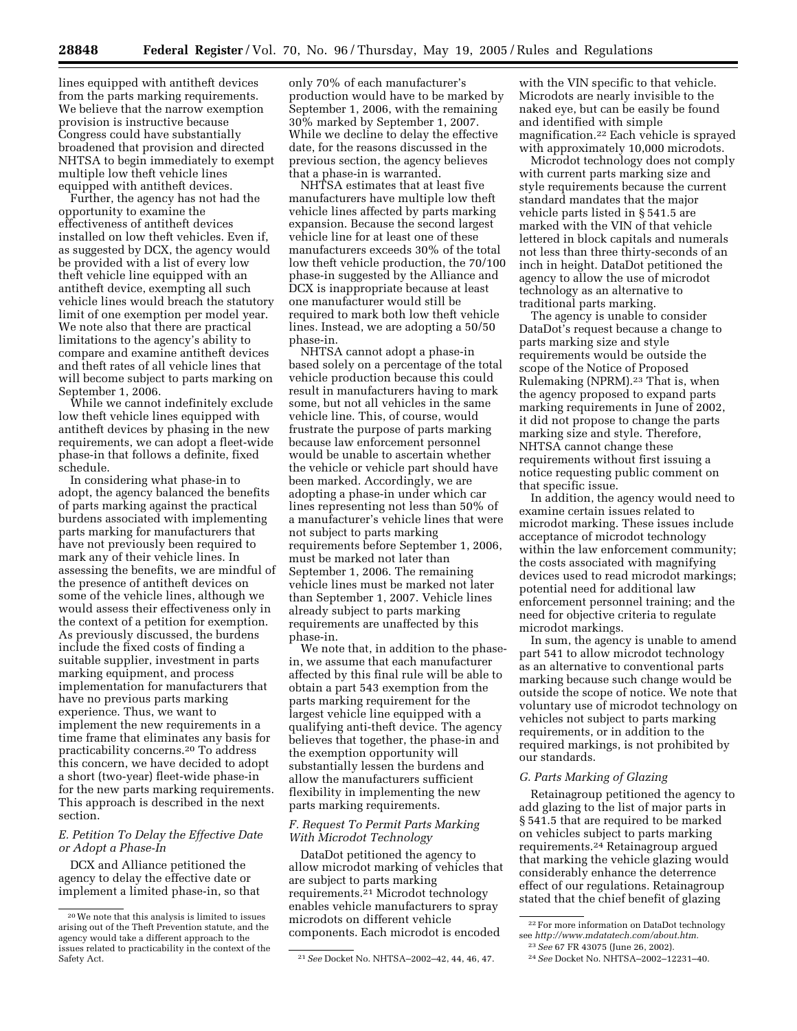lines equipped with antitheft devices from the parts marking requirements. We believe that the narrow exemption provision is instructive because Congress could have substantially broadened that provision and directed NHTSA to begin immediately to exempt multiple low theft vehicle lines equipped with antitheft devices.

Further, the agency has not had the opportunity to examine the effectiveness of antitheft devices installed on low theft vehicles. Even if, as suggested by DCX, the agency would be provided with a list of every low theft vehicle line equipped with an antitheft device, exempting all such vehicle lines would breach the statutory limit of one exemption per model year. We note also that there are practical limitations to the agency's ability to compare and examine antitheft devices and theft rates of all vehicle lines that will become subject to parts marking on September 1, 2006.

While we cannot indefinitely exclude low theft vehicle lines equipped with antitheft devices by phasing in the new requirements, we can adopt a fleet-wide phase-in that follows a definite, fixed schedule.

In considering what phase-in to adopt, the agency balanced the benefits of parts marking against the practical burdens associated with implementing parts marking for manufacturers that have not previously been required to mark any of their vehicle lines. In assessing the benefits, we are mindful of the presence of antitheft devices on some of the vehicle lines, although we would assess their effectiveness only in the context of a petition for exemption. As previously discussed, the burdens include the fixed costs of finding a suitable supplier, investment in parts marking equipment, and process implementation for manufacturers that have no previous parts marking experience. Thus, we want to implement the new requirements in a time frame that eliminates any basis for practicability concerns.[20] To address this concern, we have decided to adopt a short (two-year) fleet-wide phase-in for the new parts marking requirements. This approach is described in the next section.

### *E. Petition To Delay the Effective Date or Adopt a Phase-In*

DCX and Alliance petitioned the agency to delay the effective date or implement a limited phase-in, so that only 70% of each manufacturer's production would have to be marked by September 1, 2006, with the remaining 30% marked by September 1, 2007. While we decline to delay the effective date, for the reasons discussed in the previous section, the agency believes that a phase-in is warranted.

NHTSA estimates that at least five manufacturers have multiple low theft vehicle lines affected by parts marking expansion. Because the second largest vehicle line for at least one of these manufacturers exceeds 30% of the total low theft vehicle production, the 70/100 phase-in suggested by the Alliance and DCX is inappropriate because at least one manufacturer would still be required to mark both low theft vehicle lines. Instead, we are adopting a 50/50 phase-in.

NHTSA cannot adopt a phase-in based solely on a percentage of the total vehicle production because this could result in manufacturers having to mark some, but not all vehicles in the same vehicle line. This, of course, would frustrate the purpose of parts marking because law enforcement personnel would be unable to ascertain whether the vehicle or vehicle part should have been marked. Accordingly, we are adopting a phase-in under which car lines representing not less than 50% of a manufacturer's vehicle lines that were not subject to parts marking requirements before September 1, 2006, must be marked not later than September 1, 2006. The remaining vehicle lines must be marked not later than September 1, 2007. Vehicle lines already subject to parts marking requirements are unaffected by this phase-in.

We note that, in addition to the phase-in, we assume that each manufacturer affected by this final rule will be able to obtain a part 543 exemption from the parts marking requirement for the largest vehicle line equipped with a qualifying anti-theft device. The agency believes that together, the phase-in and the exemption opportunity will substantially lessen the burdens and allow the manufacturers sufficient flexibility in implementing the new parts marking requirements.

### *F. Request To Permit Parts Marking With Microdot Technology*

DataDot petitioned the agency to allow microdot marking of vehicles that are subject to parts marking requirements.[21] Microdot technology enables vehicle manufacturers to spray microdots on different vehicle components. Each microdot is encoded with the VIN specific to that vehicle. Microdots are nearly invisible to the naked eye, but can be easily be found and identified with simple magnification.[22] Each vehicle is sprayed with approximately 10,000 microdots.

Microdot technology does not comply with current parts marking size and style requirements because the current standard mandates that the major vehicle parts listed in § 541.5 are marked with the VIN of that vehicle lettered in block capitals and numerals not less than three thirty-seconds of an inch in height. DataDot petitioned the agency to allow the use of microdot technology as an alternative to traditional parts marking.

The agency is unable to consider DataDot's request because a change to parts marking size and style requirements would be outside the scope of the Notice of Proposed Rulemaking (NPRM).[23] That is, when the agency proposed to expand parts marking requirements in June of 2002, it did not propose to change the parts marking size and style. Therefore, NHTSA cannot change these requirements without first issuing a notice requesting public comment on that specific issue.

In addition, the agency would need to examine certain issues related to microdot marking. These issues include acceptance of microdot technology within the law enforcement community; the costs associated with magnifying devices used to read microdot markings; potential need for additional law enforcement personnel training; and the need for objective criteria to regulate microdot markings.

In sum, the agency is unable to amend part 541 to allow microdot technology as an alternative to conventional parts marking because such change would be outside the scope of notice. We note that voluntary use of microdot technology on vehicles not subject to parts marking requirements, or in addition to the required markings, is not prohibited by our standards.

### *G. Parts Marking of Glazing*

Retainagroup petitioned the agency to add glazing to the list of major parts in § 541.5 that are required to be marked on vehicles subject to parts marking requirements.[24] Retainagroup argued that marking the vehicle glazing would considerably enhance the deterrence effect of our regulations. Retainagroup stated that the chief benefit of glazing

---

[20] We note that this analysis is limited to issues arising out of the Theft Prevention statute, and the agency would take a different approach to the issues related to practicability in the context of the Safety Act.

[21] *See* Docket No. NHTSA–2002–42, 44, 46, 47.

[22] For more information on DataDot technology see *http://www.mdatatech.com/about.htm.*

[23] *See* 67 FR 43075 (June 26, 2002).

[24] *See* Docket No. NHTSA–2002–12231–40.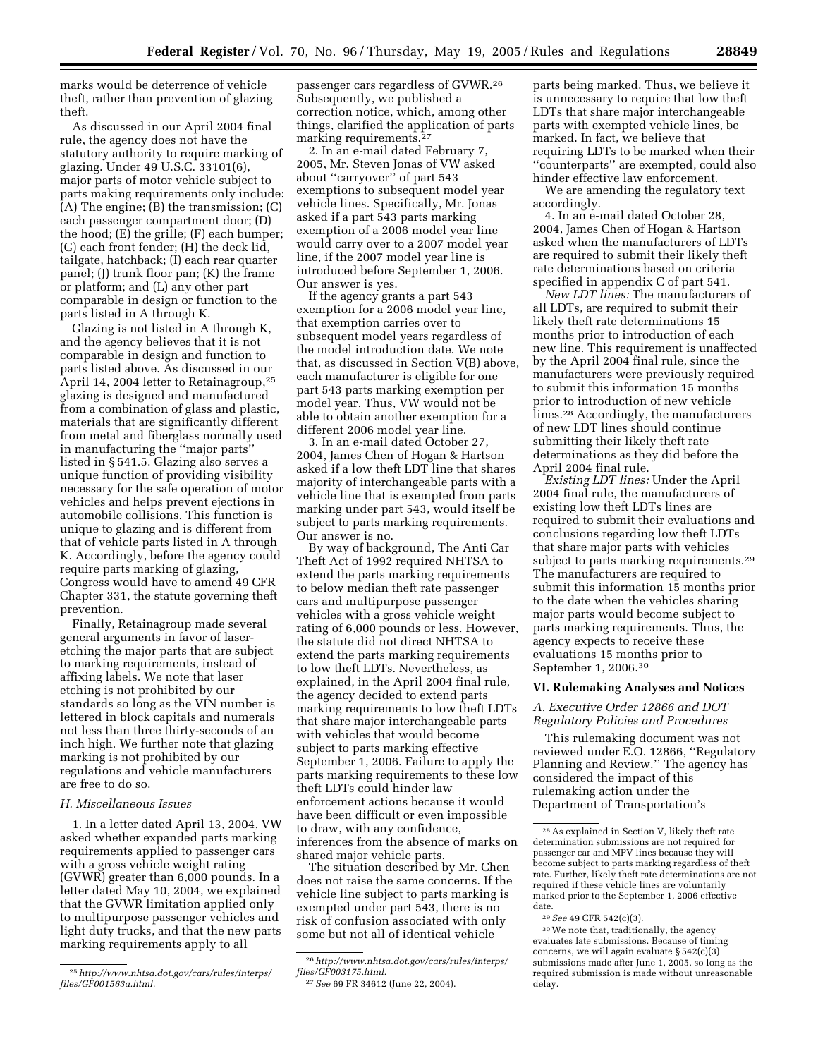marks would be deterrence of vehicle theft, rather than prevention of glazing theft.

As discussed in our April 2004 final rule, the agency does not have the statutory authority to require marking of glazing. Under 49 U.S.C. 33101(6), major parts of motor vehicle subject to parts making requirements only include: (A) The engine; (B) the transmission; (C) each passenger compartment door; (D) the hood; (E) the grille; (F) each bumper; (G) each front fender; (H) the deck lid, tailgate, hatchback; (I) each rear quarter panel; (J) trunk floor pan; (K) the frame or platform; and (L) any other part comparable in design or function to the parts listed in A through K.

Glazing is not listed in A through K, and the agency believes that it is not comparable in design and function to parts listed above. As discussed in our April 14, 2004 letter to Retainagroup,[25] glazing is designed and manufactured from a combination of glass and plastic, materials that are significantly different from metal and fiberglass normally used in manufacturing the "major parts" listed in § 541.5. Glazing also serves a unique function of providing visibility necessary for the safe operation of motor vehicles and helps prevent ejections in automobile collisions. This function is unique to glazing and is different from that of vehicle parts listed in A through K. Accordingly, before the agency could require parts marking of glazing, Congress would have to amend 49 CFR Chapter 331, the statute governing theft prevention.

Finally, Retainagroup made several general arguments in favor of laser-etching the major parts that are subject to marking requirements, instead of affixing labels. We note that laser etching is not prohibited by our standards so long as the VIN number is lettered in block capitals and numerals not less than three thirty-seconds of an inch high. We further note that glazing marking is not prohibited by our regulations and vehicle manufacturers are free to do so.

### H. Miscellaneous Issues

1. In a letter dated April 13, 2004, VW asked whether expanded parts marking requirements applied to passenger cars with a gross vehicle weight rating (GVWR) greater than 6,000 pounds. In a letter dated May 10, 2004, we explained that the GVWR limitation applied only to multipurpose passenger vehicles and light duty trucks, and that the new parts marking requirements apply to all passenger cars regardless of GVWR.[26] Subsequently, we published a correction notice, which, among other things, clarified the application of parts marking requirements.[27]

2. In an e-mail dated February 7, 2005, Mr. Steven Jonas of VW asked about "carryover" of part 543 exemptions to subsequent model year vehicle lines. Specifically, Mr. Jonas asked if a part 543 parts marking exemption of a 2006 model year line would carry over to a 2007 model year line, if the 2007 model year line is introduced before September 1, 2006. Our answer is yes.

If the agency grants a part 543 exemption for a 2006 model year line, that exemption carries over to subsequent model years regardless of the model introduction date. We note that, as discussed in Section V(B) above, each manufacturer is eligible for one part 543 parts marking exemption per model year. Thus, VW would not be able to obtain another exemption for a different 2006 model year line.

3. In an e-mail dated October 27, 2004, James Chen of Hogan & Hartson asked if a low theft LDT line that shares majority of interchangeable parts with a vehicle line that is exempted from parts marking under part 543, would itself be subject to parts marking requirements. Our answer is no.

By way of background, The Anti Car Theft Act of 1992 required NHTSA to extend the parts marking requirements to below median theft rate passenger cars and multipurpose passenger vehicles with a gross vehicle weight rating of 6,000 pounds or less. However, the statute did not direct NHTSA to extend the parts marking requirements to low theft LDTs. Nevertheless, as explained, in the April 2004 final rule, the agency decided to extend parts marking requirements to low theft LDTs that share major interchangeable parts with vehicles that would become subject to parts marking effective September 1, 2006. Failure to apply the parts marking requirements to these low theft LDTs could hinder law enforcement actions because it would have been difficult or even impossible to draw, with any confidence, inferences from the absence of marks on shared major vehicle parts.

The situation described by Mr. Chen does not raise the same concerns. If the vehicle line subject to parts marking is exempted under part 543, there is no risk of confusion associated with only some but not all of identical vehicle parts being marked. Thus, we believe it is unnecessary to require that low theft LDTs that share major interchangeable parts with exempted vehicle lines, be marked. In fact, we believe that requiring LDTs to be marked when their "counterparts" are exempted, could also hinder effective law enforcement.

We are amending the regulatory text accordingly.

4. In an e-mail dated October 28, 2004, James Chen of Hogan & Hartson asked when the manufacturers of LDTs are required to submit their likely theft rate determinations based on criteria specified in appendix C of part 541.

*New LDT lines:* The manufacturers of all LDTs, are required to submit their likely theft rate determinations 15 months prior to introduction of each new line. This requirement is unaffected by the April 2004 final rule, since the manufacturers were previously required to submit this information 15 months prior to introduction of new vehicle lines.[28] Accordingly, the manufacturers of new LDT lines should continue submitting their likely theft rate determinations as they did before the April 2004 final rule.

*Existing LDT lines:* Under the April 2004 final rule, the manufacturers of existing low theft LDTs lines are required to submit their evaluations and conclusions regarding low theft LDTs that share major parts with vehicles subject to parts marking requirements.[29] The manufacturers are required to submit this information 15 months prior to the date when the vehicles sharing major parts would become subject to parts marking requirements. Thus, the agency expects to receive these evaluations 15 months prior to September 1, 2006.[30]

## VI. Rulemaking Analyses and Notices

### A. Executive Order 12866 and DOT Regulatory Policies and Procedures

This rulemaking document was not reviewed under E.O. 12866, "Regulatory Planning and Review." The agency has considered the impact of this rulemaking action under the Department of Transportation's

---

[25] *http://www.nhtsa.dot.gov/cars/rules/interps/files/GF001563a.html.*

[26] *http://www.nhtsa.dot.gov/cars/rules/interps/files/GF003175.html.*

[27] *See* 69 FR 34612 (June 22, 2004).

[28] As explained in Section V, likely theft rate determination submissions are not required for passenger car and MPV lines because they will become subject to parts marking regardless of theft rate. Further, likely theft rate determinations are not required if these vehicle lines are voluntarily marked prior to the September 1, 2006 effective date.

[29] *See* 49 CFR 542(c)(3).

[30] We note that, traditionally, the agency evaluates late submissions. Because of timing concerns, we will again evaluate § 542(c)(3) submissions made after June 1, 2005, so long as the required submission is made without unreasonable delay.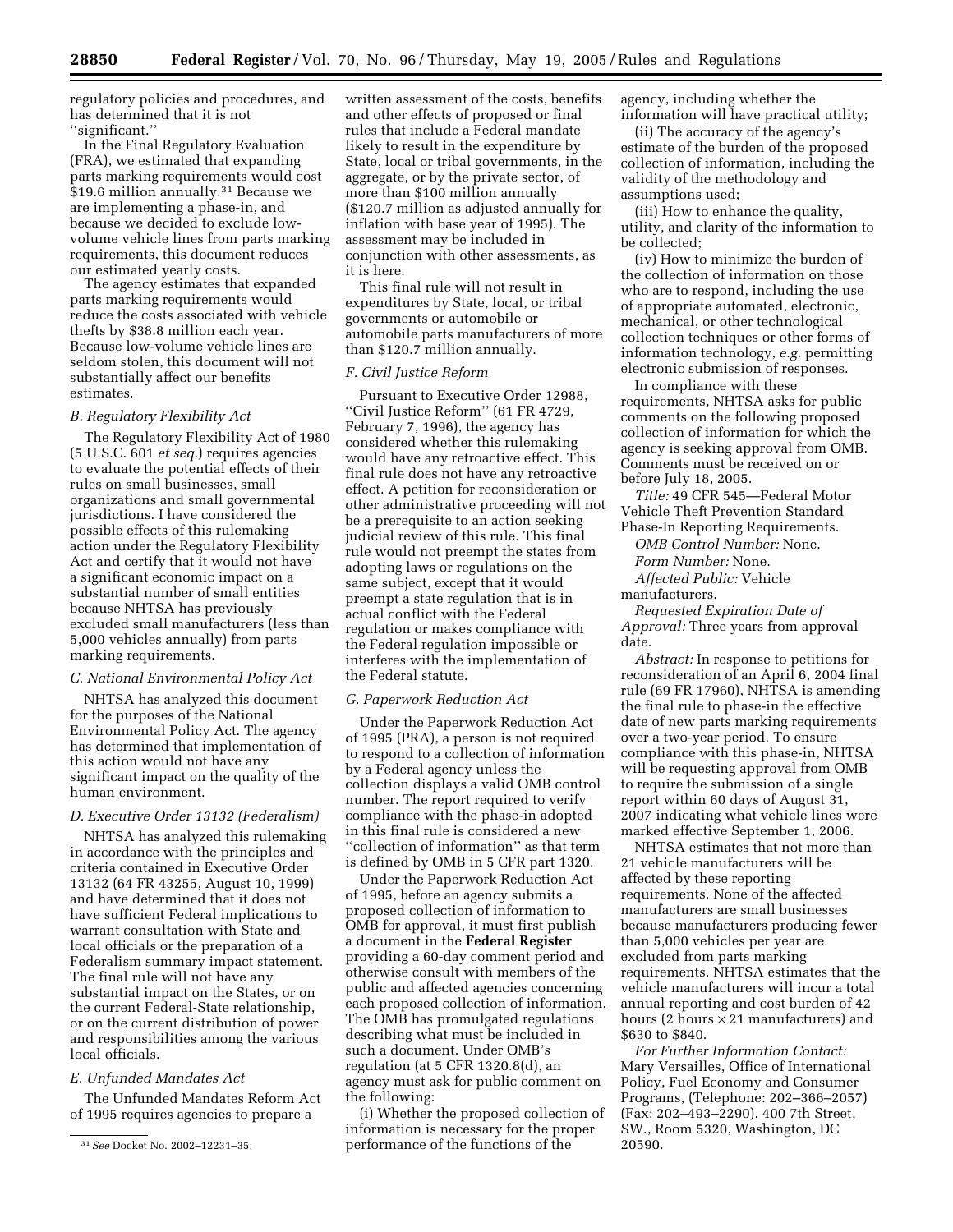regulatory policies and procedures, and has determined that it is not "significant."

In the Final Regulatory Evaluation (FRA), we estimated that expanding parts marking requirements would cost $19.6 million annually.[31] Because we are implementing a phase-in, and because we decided to exclude low-volume vehicle lines from parts marking requirements, this document reduces our estimated yearly costs.

The agency estimates that expanded parts marking requirements would reduce the costs associated with vehicle thefts by $38.8 million each year. Because low-volume vehicle lines are seldom stolen, this document will not substantially affect our benefits estimates.

### B. Regulatory Flexibility Act

The Regulatory Flexibility Act of 1980 (5 U.S.C. 601 *et seq.*) requires agencies to evaluate the potential effects of their rules on small businesses, small organizations and small governmental jurisdictions. I have considered the possible effects of this rulemaking action under the Regulatory Flexibility Act and certify that it would not have a significant economic impact on a substantial number of small entities because NHTSA has previously excluded small manufacturers (less than 5,000 vehicles annually) from parts marking requirements.

### C. National Environmental Policy Act

NHTSA has analyzed this document for the purposes of the National Environmental Policy Act. The agency has determined that implementation of this action would not have any significant impact on the quality of the human environment.

### D. Executive Order 13132 (Federalism)

NHTSA has analyzed this rulemaking in accordance with the principles and criteria contained in Executive Order 13132 (64 FR 43255, August 10, 1999) and have determined that it does not have sufficient Federal implications to warrant consultation with State and local officials or the preparation of a Federalism summary impact statement. The final rule will not have any substantial impact on the States, or on the current Federal-State relationship, or on the current distribution of power and responsibilities among the various local officials.

### E. Unfunded Mandates Act

The Unfunded Mandates Reform Act of 1995 requires agencies to prepare a written assessment of the costs, benefits and other effects of proposed or final rules that include a Federal mandate likely to result in the expenditure by State, local or tribal governments, in the aggregate, or by the private sector, of more than $100 million annually ($120.7 million as adjusted annually for inflation with base year of 1995). The assessment may be included in conjunction with other assessments, as it is here.

This final rule will not result in expenditures by State, local, or tribal governments or automobile or automobile parts manufacturers of more than $120.7 million annually.

### F. Civil Justice Reform

Pursuant to Executive Order 12988, "Civil Justice Reform" (61 FR 4729, February 7, 1996), the agency has considered whether this rulemaking would have any retroactive effect. This final rule does not have any retroactive effect. A petition for reconsideration or other administrative proceeding will not be a prerequisite to an action seeking judicial review of this rule. This final rule would not preempt the states from adopting laws or regulations on the same subject, except that it would preempt a state regulation that is in actual conflict with the Federal regulation or makes compliance with the Federal regulation impossible or interferes with the implementation of the Federal statute.

### G. Paperwork Reduction Act

Under the Paperwork Reduction Act of 1995 (PRA), a person is not required to respond to a collection of information by a Federal agency unless the collection displays a valid OMB control number. The report required to verify compliance with the phase-in adopted in this final rule is considered a new "collection of information" as that term is defined by OMB in 5 CFR part 1320.

Under the Paperwork Reduction Act of 1995, before an agency submits a proposed collection of information to OMB for approval, it must first publish a document in the **Federal Register** providing a 60-day comment period and otherwise consult with members of the public and affected agencies concerning each proposed collection of information. The OMB has promulgated regulations describing what must be included in such a document. Under OMB's regulation (at 5 CFR 1320.8(d), an agency must ask for public comment on the following:

(i) Whether the proposed collection of information is necessary for the proper performance of the functions of the agency, including whether the information will have practical utility;

(ii) The accuracy of the agency's estimate of the burden of the proposed collection of information, including the validity of the methodology and assumptions used;

(iii) How to enhance the quality, utility, and clarity of the information to be collected;

(iv) How to minimize the burden of the collection of information on those who are to respond, including the use of appropriate automated, electronic, mechanical, or other technological collection techniques or other forms of information technology, *e.g.* permitting electronic submission of responses.

In compliance with these requirements, NHTSA asks for public comments on the following proposed collection of information for which the agency is seeking approval from OMB. Comments must be received on or before July 18, 2005.

*Title:* 49 CFR 545—Federal Motor Vehicle Theft Prevention Standard Phase-In Reporting Requirements.

*OMB Control Number:* None.

*Form Number:* None.

*Affected Public:* Vehicle manufacturers.

*Requested Expiration Date of Approval:* Three years from approval date.

*Abstract:* In response to petitions for reconsideration of an April 6, 2004 final rule (69 FR 17960), NHTSA is amending the final rule to phase-in the effective date of new parts marking requirements over a two-year period. To ensure compliance with this phase-in, NHTSA will be requesting approval from OMB to require the submission of a single report within 60 days of August 31, 2007 indicating what vehicle lines were marked effective September 1, 2006.

NHTSA estimates that not more than 21 vehicle manufacturers will be affected by these reporting requirements. None of the affected manufacturers are small businesses because manufacturers producing fewer than 5,000 vehicles per year are excluded from parts marking requirements. NHTSA estimates that the vehicle manufacturers will incur a total annual reporting and cost burden of 42 hours (2 hours $\times$ 21 manufacturers) and $630 to $840.

*For Further Information Contact:* Mary Versailles, Office of International Policy, Fuel Economy and Consumer Programs, (Telephone: 202–366–2057) (Fax: 202–493–2290). 400 7th Street, SW., Room 5320, Washington, DC 20590.

---

[31] *See* Docket No. 2002–12231–35.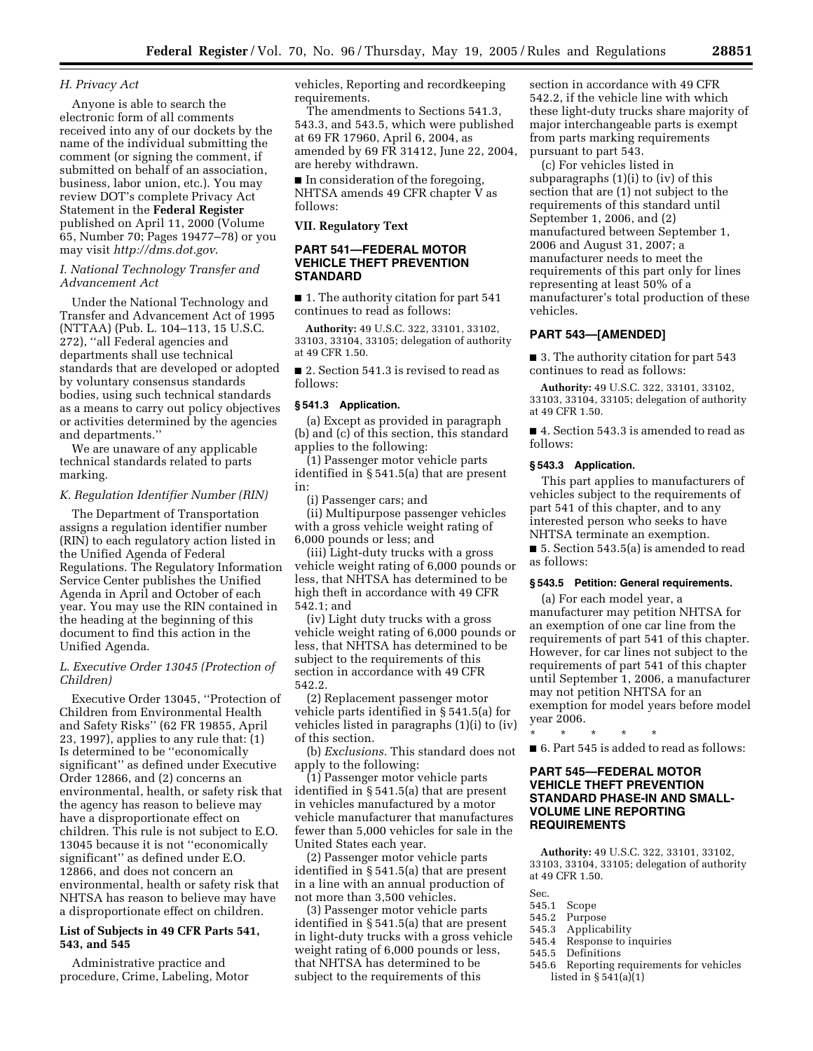### *H. Privacy Act*

Anyone is able to search the electronic form of all comments received into any of our dockets by the name of the individual submitting the comment (or signing the comment, if submitted on behalf of an association, business, labor union, etc.). You may review DOT's complete Privacy Act Statement in the **Federal Register** published on April 11, 2000 (Volume 65, Number 70; Pages 19477–78) or you may visit *http://dms.dot.gov*.

### *I. National Technology Transfer and Advancement Act*

Under the National Technology and Transfer and Advancement Act of 1995 (NTTAA) (Pub. L. 104–113, 15 U.S.C. 272), ''all Federal agencies and departments shall use technical standards that are developed or adopted by voluntary consensus standards bodies, using such technical standards as a means to carry out policy objectives or activities determined by the agencies and departments.''

We are unaware of any applicable technical standards related to parts marking.

### *K. Regulation Identifier Number (RIN)*

The Department of Transportation assigns a regulation identifier number (RIN) to each regulatory action listed in the Unified Agenda of Federal Regulations. The Regulatory Information Service Center publishes the Unified Agenda in April and October of each year. You may use the RIN contained in the heading at the beginning of this document to find this action in the Unified Agenda.

### *L. Executive Order 13045 (Protection of Children)*

Executive Order 13045, ''Protection of Children from Environmental Health and Safety Risks'' (62 FR 19855, April 23, 1997), applies to any rule that: (1) Is determined to be ''economically significant'' as defined under Executive Order 12866, and (2) concerns an environmental, health, or safety risk that the agency has reason to believe may have a disproportionate effect on children. This rule is not subject to E.O. 13045 because it is not ''economically significant'' as defined under E.O. 12866, and does not concern an environmental, health or safety risk that NHTSA has reason to believe may have a disproportionate effect on children.

### List of Subjects in 49 CFR Parts 541, 543, and 545

Administrative practice and procedure, Crime, Labeling, Motor vehicles, Reporting and recordkeeping requirements.

The amendments to Sections 541.3, 543.3, and 543.5, which were published at 69 FR 17960, April 6, 2004, as amended by 69 FR 31412, June 22, 2004, are hereby withdrawn.

■ In consideration of the foregoing, NHTSA amends 49 CFR chapter V as follows:

## VII. Regulatory Text

## PART 541—FEDERAL MOTOR VEHICLE THEFT PREVENTION STANDARD

■ 1. The authority citation for part 541 continues to read as follows:

**Authority:** 49 U.S.C. 322, 33101, 33102, 33103, 33104, 33105; delegation of authority at 49 CFR 1.50.

■ 2. Section 541.3 is revised to read as follows:

### § 541.3 Application.

(a) Except as provided in paragraph (b) and (c) of this section, this standard applies to the following:

(1) Passenger motor vehicle parts identified in § 541.5(a) that are present in:

(i) Passenger cars; and

(ii) Multipurpose passenger vehicles with a gross vehicle weight rating of 6,000 pounds or less; and

(iii) Light-duty trucks with a gross vehicle weight rating of 6,000 pounds or less, that NHTSA has determined to be high theft in accordance with 49 CFR 542.1; and

(iv) Light duty trucks with a gross vehicle weight rating of 6,000 pounds or less, that NHTSA has determined to be subject to the requirements of this section in accordance with 49 CFR 542.2.

(2) Replacement passenger motor vehicle parts identified in § 541.5(a) for vehicles listed in paragraphs (1)(i) to (iv) of this section.

(b) *Exclusions.* This standard does not apply to the following:

(1) Passenger motor vehicle parts identified in § 541.5(a) that are present in vehicles manufactured by a motor vehicle manufacturer that manufactures fewer than 5,000 vehicles for sale in the United States each year.

(2) Passenger motor vehicle parts identified in § 541.5(a) that are present in a line with an annual production of not more than 3,500 vehicles.

(3) Passenger motor vehicle parts identified in § 541.5(a) that are present in light-duty trucks with a gross vehicle weight rating of 6,000 pounds or less, that NHTSA has determined to be subject to the requirements of this section in accordance with 49 CFR 542.2, if the vehicle line with which these light-duty trucks share majority of major interchangeable parts is exempt from parts marking requirements pursuant to part 543.

(c) For vehicles listed in subparagraphs (1)(i) to (iv) of this section that are (1) not subject to the requirements of this standard until September 1, 2006, and (2) manufactured between September 1, 2006 and August 31, 2007; a manufacturer needs to meet the requirements of this part only for lines representing at least 50% of a manufacturer's total production of these vehicles.

## PART 543—[AMENDED]

■ 3. The authority citation for part 543 continues to read as follows:

**Authority:** 49 U.S.C. 322, 33101, 33102, 33103, 33104, 33105; delegation of authority at 49 CFR 1.50.

■ 4. Section 543.3 is amended to read as follows:

### § 543.3 Application.

This part applies to manufacturers of vehicles subject to the requirements of part 541 of this chapter, and to any interested person who seeks to have NHTSA terminate an exemption.

■ 5. Section 543.5(a) is amended to read as follows:

### § 543.5 Petition: General requirements.

(a) For each model year, a manufacturer may petition NHTSA for an exemption of one car line from the requirements of part 541 of this chapter. However, for car lines not subject to the requirements of part 541 of this chapter until September 1, 2006, a manufacturer may not petition NHTSA for an exemption for model years before model year 2006.

\* \* \* \* \*

■ 6. Part 545 is added to read as follows:

## PART 545—FEDERAL MOTOR VEHICLE THEFT PREVENTION STANDARD PHASE-IN AND SMALL-VOLUME LINE REPORTING REQUIREMENTS

**Authority:** 49 U.S.C. 322, 33101, 33102, 33103, 33104, 33105; delegation of authority at 49 CFR 1.50.

Sec.
545.1 Scope
545.2 Purpose
545.3 Applicability
545.4 Response to inquiries
545.5 Definitions
545.6 Reporting requirements for vehicles listed in § 541(a)(1)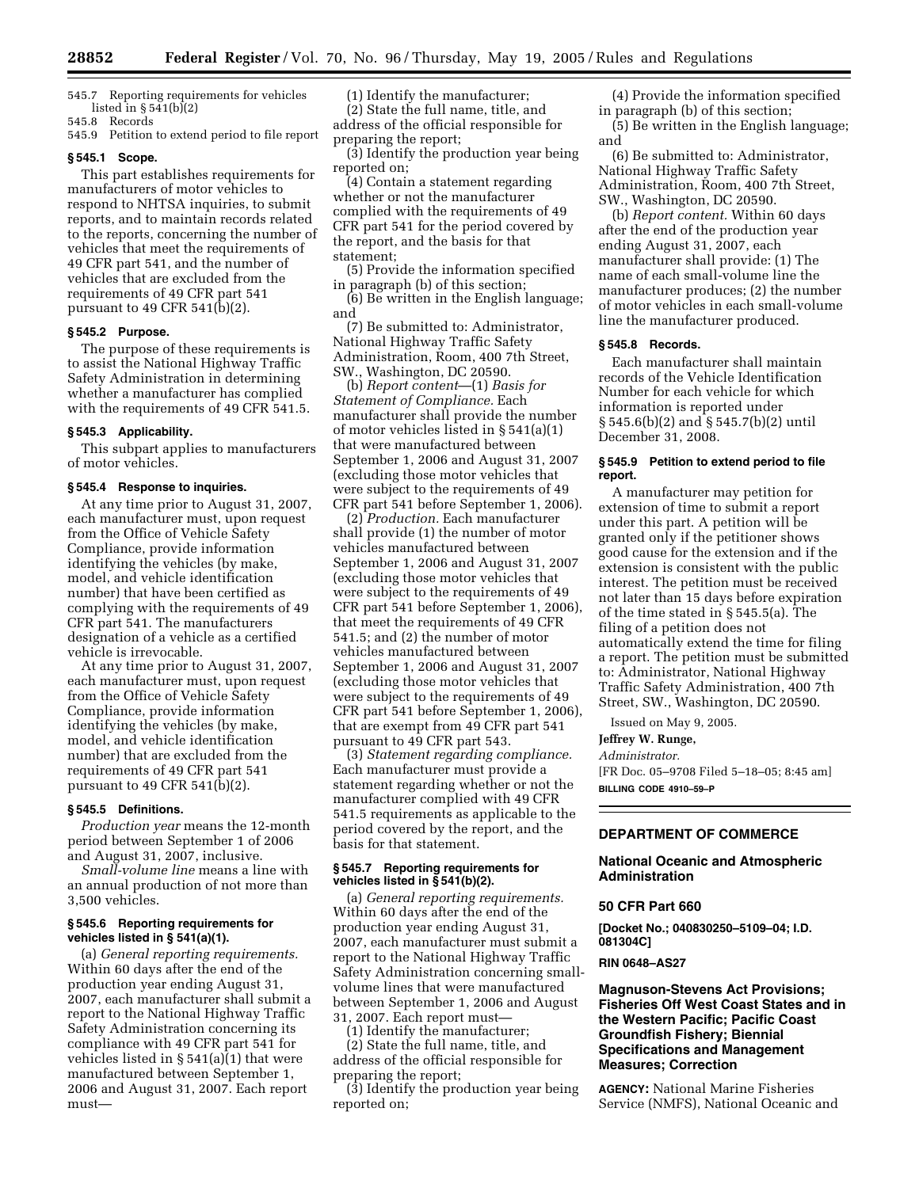545.7 Reporting requirements for vehicles listed in § 541(b)(2)
545.8 Records
545.9 Petition to extend period to file report

### § 545.1 Scope.

This part establishes requirements for manufacturers of motor vehicles to respond to NHTSA inquiries, to submit reports, and to maintain records related to the reports, concerning the number of vehicles that meet the requirements of 49 CFR part 541, and the number of vehicles that are excluded from the requirements of 49 CFR part 541 pursuant to 49 CFR 541(b)(2).

### § 545.2 Purpose.

The purpose of these requirements is to assist the National Highway Traffic Safety Administration in determining whether a manufacturer has complied with the requirements of 49 CFR 541.5.

### § 545.3 Applicability.

This subpart applies to manufacturers of motor vehicles.

### § 545.4 Response to inquiries.

At any time prior to August 31, 2007, each manufacturer must, upon request from the Office of Vehicle Safety Compliance, provide information identifying the vehicles (by make, model, and vehicle identification number) that have been certified as complying with the requirements of 49 CFR part 541. The manufacturers designation of a vehicle as a certified vehicle is irrevocable.

At any time prior to August 31, 2007, each manufacturer must, upon request from the Office of Vehicle Safety Compliance, provide information identifying the vehicles (by make, model, and vehicle identification number) that are excluded from the requirements of 49 CFR part 541 pursuant to 49 CFR 541(b)(2).

### § 545.5 Definitions.

*Production year* means the 12-month period between September 1 of 2006 and August 31, 2007, inclusive.

*Small-volume line* means a line with an annual production of not more than 3,500 vehicles.

### § 545.6 Reporting requirements for vehicles listed in § 541(a)(1).

(a) *General reporting requirements.* Within 60 days after the end of the production year ending August 31, 2007, each manufacturer shall submit a report to the National Highway Traffic Safety Administration concerning its compliance with 49 CFR part 541 for vehicles listed in § 541(a)(1) that were manufactured between September 1, 2006 and August 31, 2007. Each report must—

(1) Identify the manufacturer;

(2) State the full name, title, and address of the official responsible for preparing the report;

(3) Identify the production year being reported on;

(4) Contain a statement regarding whether or not the manufacturer complied with the requirements of 49 CFR part 541 for the period covered by the report, and the basis for that statement;

(5) Provide the information specified in paragraph (b) of this section;

(6) Be written in the English language; and

(7) Be submitted to: Administrator, National Highway Traffic Safety Administration, Room, 400 7th Street, SW., Washington, DC 20590.

(b) *Report content*—(1) *Basis for Statement of Compliance.* Each manufacturer shall provide the number of motor vehicles listed in § 541(a)(1) that were manufactured between September 1, 2006 and August 31, 2007 (excluding those motor vehicles that were subject to the requirements of 49 CFR part 541 before September 1, 2006).

(2) *Production.* Each manufacturer shall provide (1) the number of motor vehicles manufactured between September 1, 2006 and August 31, 2007 (excluding those motor vehicles that were subject to the requirements of 49 CFR part 541 before September 1, 2006), that meet the requirements of 49 CFR 541.5; and (2) the number of motor vehicles manufactured between September 1, 2006 and August 31, 2007 (excluding those motor vehicles that were subject to the requirements of 49 CFR part 541 before September 1, 2006), that are exempt from 49 CFR part 541 pursuant to 49 CFR part 543.

(3) *Statement regarding compliance.* Each manufacturer must provide a statement regarding whether or not the manufacturer complied with 49 CFR 541.5 requirements as applicable to the period covered by the report, and the basis for that statement.

### § 545.7 Reporting requirements for vehicles listed in § 541(b)(2).

(a) *General reporting requirements.* Within 60 days after the end of the production year ending August 31, 2007, each manufacturer must submit a report to the National Highway Traffic Safety Administration concerning small-volume lines that were manufactured between September 1, 2006 and August 31, 2007. Each report must—

(1) Identify the manufacturer;

(2) State the full name, title, and address of the official responsible for preparing the report;

(3) Identify the production year being reported on;

(4) Provide the information specified in paragraph (b) of this section;

(5) Be written in the English language; and

(6) Be submitted to: Administrator, National Highway Traffic Safety Administration, Room, 400 7th Street, SW., Washington, DC 20590.

(b) *Report content.* Within 60 days after the end of the production year ending August 31, 2007, each manufacturer shall provide: (1) The name of each small-volume line the manufacturer produces; (2) the number of motor vehicles in each small-volume line the manufacturer produced.

### § 545.8 Records.

Each manufacturer shall maintain records of the Vehicle Identification Number for each vehicle for which information is reported under § 545.6(b)(2) and § 545.7(b)(2) until December 31, 2008.

### § 545.9 Petition to extend period to file report.

A manufacturer may petition for extension of time to submit a report under this part. A petition will be granted only if the petitioner shows good cause for the extension and if the extension is consistent with the public interest. The petition must be received not later than 15 days before expiration of the time stated in § 545.5(a). The filing of a petition does not automatically extend the time for filing a report. The petition must be submitted to: Administrator, National Highway Traffic Safety Administration, 400 7th Street, SW., Washington, DC 20590.

Issued on May 9, 2005.

**Jeffrey W. Runge,**

*Administrator.*

[FR Doc. 05–9708 Filed 5–18–05; 8:45 am]

**BILLING CODE 4910–59–P**

---

## DEPARTMENT OF COMMERCE

### National Oceanic and Atmospheric Administration

### 50 CFR Part 660

**[Docket No.; 040830250–5109–04; I.D. 081304C]**

**RIN 0648–AS27**

### Magnuson-Stevens Act Provisions; Fisheries Off West Coast States and in the Western Pacific; Pacific Coast Groundfish Fishery; Biennial Specifications and Management Measures; Correction

**AGENCY:** National Marine Fisheries Service (NMFS), National Oceanic and